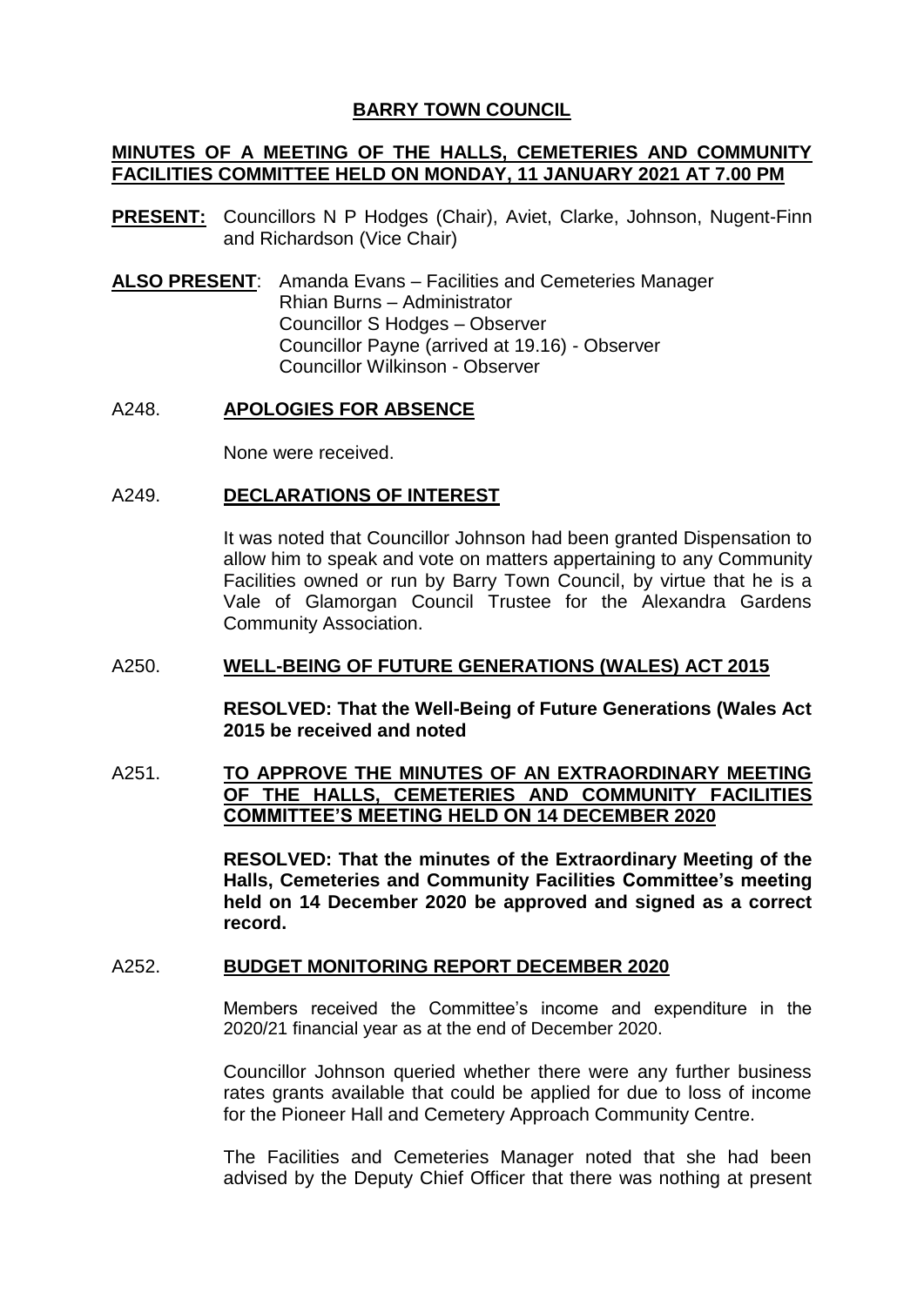# BARRY TOWN COUNCIL

## MINUTES OF A MEETING OF THE HALLS, CEMETERIES AND COMMUNITY FACILITIES COMMITTEE HELD ON MONDAY, 11 JANUARY 2021 AT 7.00 PM

**PRESENT:** Councillors N P Hodges (Chair), Aviet, Clarke, Johnson, Nugent-Finn and Richardson (Vice Chair)

**ALSO PRESENT**: Amanda Evans – Facilities and Cemeteries Manager
Rhian Burns – Administrator
Councillor S Hodges – Observer
Councillor Payne (arrived at 19.16) - Observer
Councillor Wilkinson - Observer

### A248. APOLOGIES FOR ABSENCE

None were received.

### A249. DECLARATIONS OF INTEREST

It was noted that Councillor Johnson had been granted Dispensation to allow him to speak and vote on matters appertaining to any Community Facilities owned or run by Barry Town Council, by virtue that he is a Vale of Glamorgan Council Trustee for the Alexandra Gardens Community Association.

### A250. WELL-BEING OF FUTURE GENERATIONS (WALES) ACT 2015

**RESOLVED: That the Well-Being of Future Generations (Wales Act 2015 be received and noted**

### A251. TO APPROVE THE MINUTES OF AN EXTRAORDINARY MEETING OF THE HALLS, CEMETERIES AND COMMUNITY FACILITIES COMMITTEE'S MEETING HELD ON 14 DECEMBER 2020

**RESOLVED: That the minutes of the Extraordinary Meeting of the Halls, Cemeteries and Community Facilities Committee's meeting held on 14 December 2020 be approved and signed as a correct record.**

### A252. BUDGET MONITORING REPORT DECEMBER 2020

Members received the Committee's income and expenditure in the 2020/21 financial year as at the end of December 2020.

Councillor Johnson queried whether there were any further business rates grants available that could be applied for due to loss of income for the Pioneer Hall and Cemetery Approach Community Centre.

The Facilities and Cemeteries Manager noted that she had been advised by the Deputy Chief Officer that there was nothing at present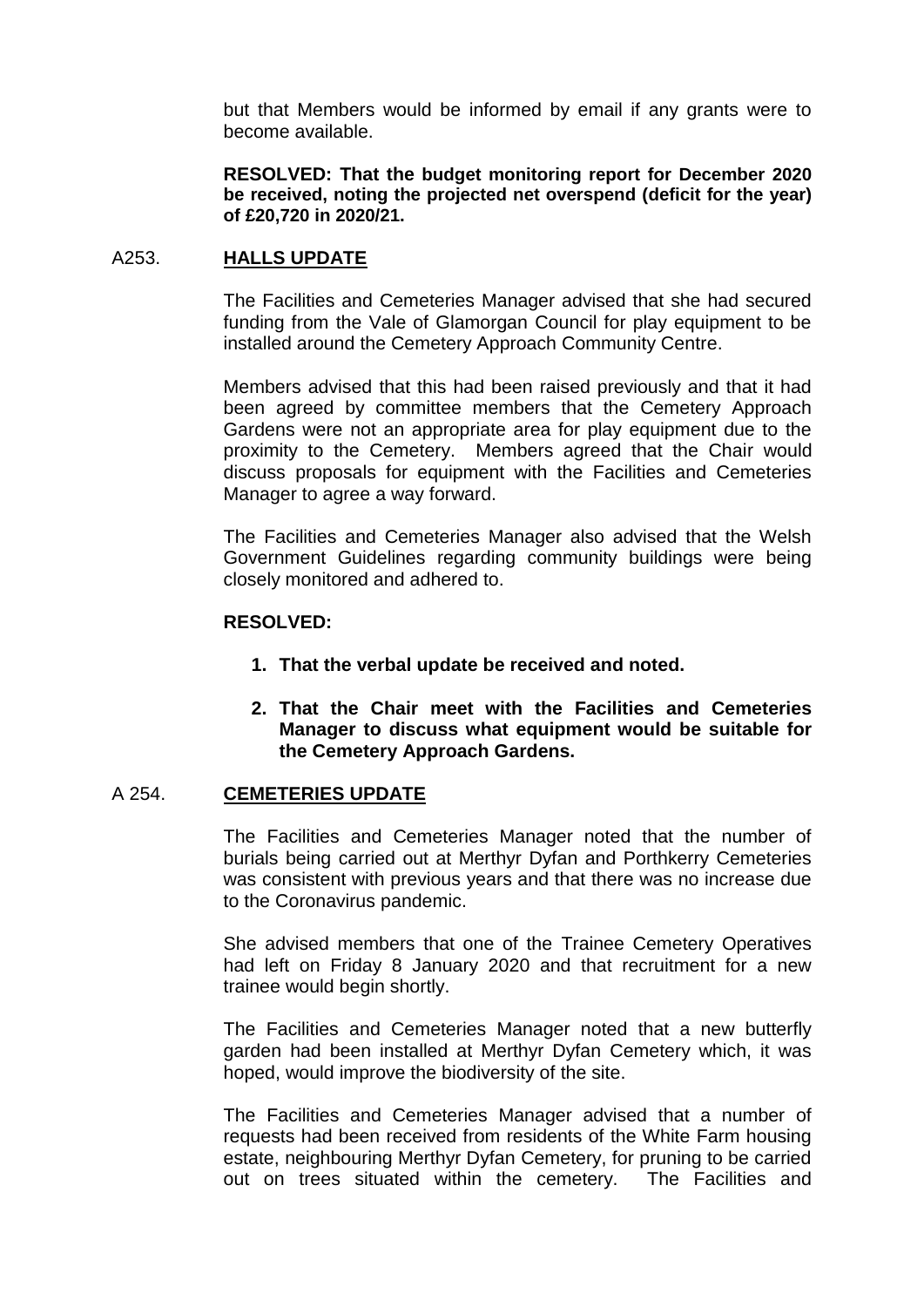but that Members would be informed by email if any grants were to become available.

**RESOLVED: That the budget monitoring report for December 2020 be received, noting the projected net overspend (deficit for the year) of £20,720 in 2020/21.**

## A253. HALLS UPDATE

The Facilities and Cemeteries Manager advised that she had secured funding from the Vale of Glamorgan Council for play equipment to be installed around the Cemetery Approach Community Centre.

Members advised that this had been raised previously and that it had been agreed by committee members that the Cemetery Approach Gardens were not an appropriate area for play equipment due to the proximity to the Cemetery. Members agreed that the Chair would discuss proposals for equipment with the Facilities and Cemeteries Manager to agree a way forward.

The Facilities and Cemeteries Manager also advised that the Welsh Government Guidelines regarding community buildings were being closely monitored and adhered to.

**RESOLVED:**

1. **That the verbal update be received and noted.**
2. **That the Chair meet with the Facilities and Cemeteries Manager to discuss what equipment would be suitable for the Cemetery Approach Gardens.**

## A 254. CEMETERIES UPDATE

The Facilities and Cemeteries Manager noted that the number of burials being carried out at Merthyr Dyfan and Porthkerry Cemeteries was consistent with previous years and that there was no increase due to the Coronavirus pandemic.

She advised members that one of the Trainee Cemetery Operatives had left on Friday 8 January 2020 and that recruitment for a new trainee would begin shortly.

The Facilities and Cemeteries Manager noted that a new butterfly garden had been installed at Merthyr Dyfan Cemetery which, it was hoped, would improve the biodiversity of the site.

The Facilities and Cemeteries Manager advised that a number of requests had been received from residents of the White Farm housing estate, neighbouring Merthyr Dyfan Cemetery, for pruning to be carried out on trees situated within the cemetery. The Facilities and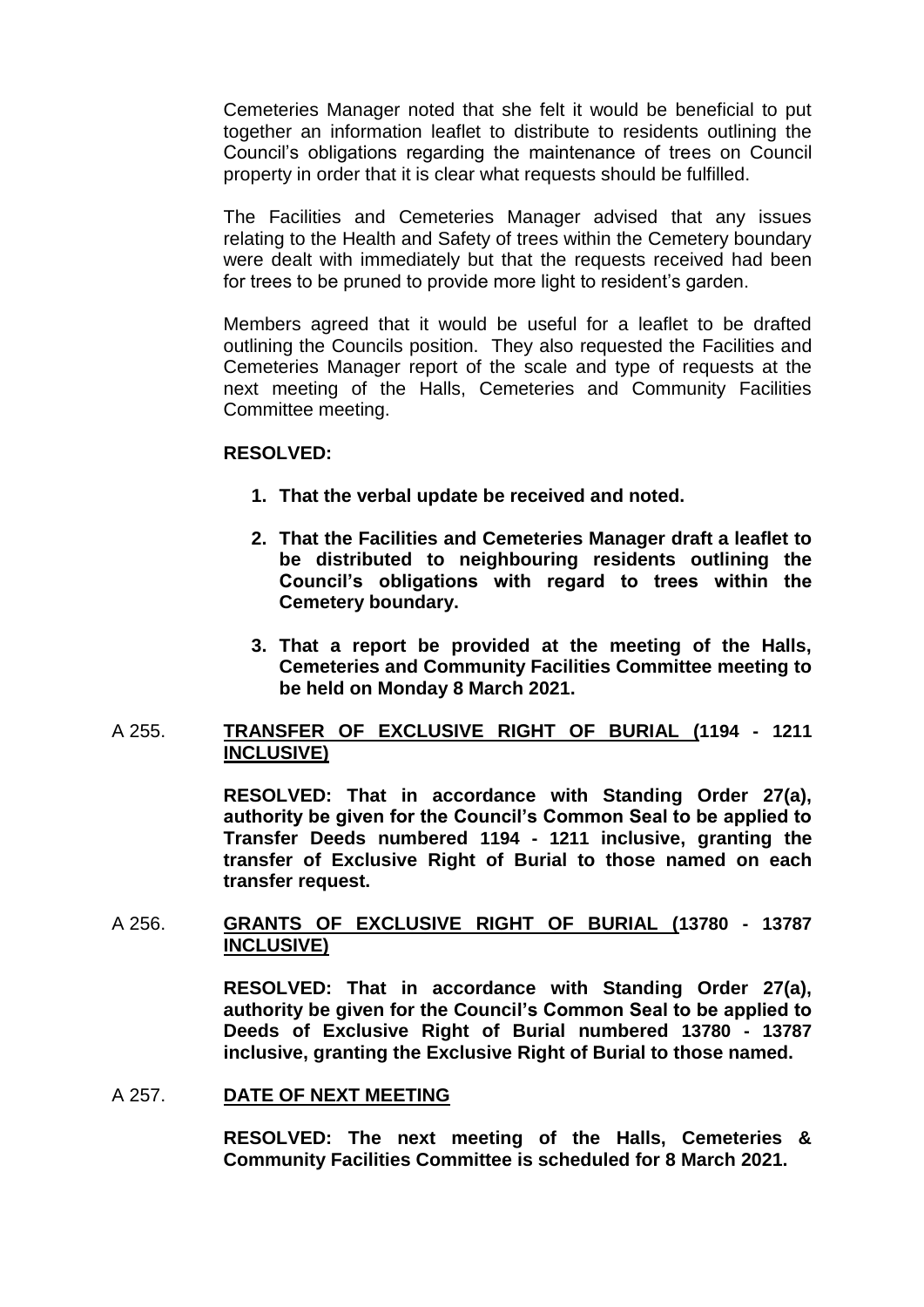Cemeteries Manager noted that she felt it would be beneficial to put together an information leaflet to distribute to residents outlining the Council's obligations regarding the maintenance of trees on Council property in order that it is clear what requests should be fulfilled.

The Facilities and Cemeteries Manager advised that any issues relating to the Health and Safety of trees within the Cemetery boundary were dealt with immediately but that the requests received had been for trees to be pruned to provide more light to resident's garden.

Members agreed that it would be useful for a leaflet to be drafted outlining the Councils position. They also requested the Facilities and Cemeteries Manager report of the scale and type of requests at the next meeting of the Halls, Cemeteries and Community Facilities Committee meeting.

**RESOLVED:**

1. **That the verbal update be received and noted.**

2. **That the Facilities and Cemeteries Manager draft a leaflet to be distributed to neighbouring residents outlining the Council's obligations with regard to trees within the Cemetery boundary.**

3. **That a report be provided at the meeting of the Halls, Cemeteries and Community Facilities Committee meeting to be held on Monday 8 March 2021.**

A 255. **TRANSFER OF EXCLUSIVE RIGHT OF BURIAL (1194 - 1211 INCLUSIVE)**

**RESOLVED: That in accordance with Standing Order 27(a), authority be given for the Council's Common Seal to be applied to Transfer Deeds numbered 1194 - 1211 inclusive, granting the transfer of Exclusive Right of Burial to those named on each transfer request.**

A 256. **GRANTS OF EXCLUSIVE RIGHT OF BURIAL (13780 - 13787 INCLUSIVE)**

**RESOLVED: That in accordance with Standing Order 27(a), authority be given for the Council's Common Seal to be applied to Deeds of Exclusive Right of Burial numbered 13780 - 13787 inclusive, granting the Exclusive Right of Burial to those named.**

A 257. **DATE OF NEXT MEETING**

**RESOLVED: The next meeting of the Halls, Cemeteries & Community Facilities Committee is scheduled for 8 March 2021.**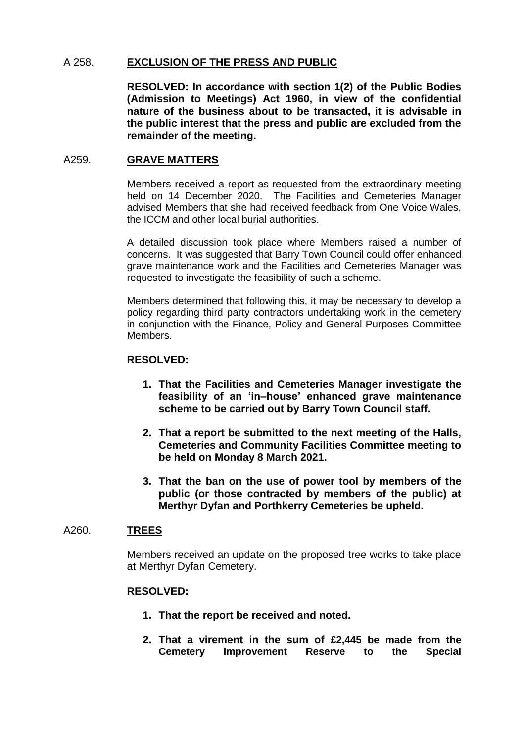A 258. **EXCLUSION OF THE PRESS AND PUBLIC**

**RESOLVED: In accordance with section 1(2) of the Public Bodies (Admission to Meetings) Act 1960, in view of the confidential nature of the business about to be transacted, it is advisable in the public interest that the press and public are excluded from the remainder of the meeting.**

A259. **GRAVE MATTERS**

Members received a report as requested from the extraordinary meeting held on 14 December 2020. The Facilities and Cemeteries Manager advised Members that she had received feedback from One Voice Wales, the ICCM and other local burial authorities.

A detailed discussion took place where Members raised a number of concerns. It was suggested that Barry Town Council could offer enhanced grave maintenance work and the Facilities and Cemeteries Manager was requested to investigate the feasibility of such a scheme.

Members determined that following this, it may be necessary to develop a policy regarding third party contractors undertaking work in the cemetery in conjunction with the Finance, Policy and General Purposes Committee Members.

**RESOLVED:**

1. **That the Facilities and Cemeteries Manager investigate the feasibility of an 'in–house' enhanced grave maintenance scheme to be carried out by Barry Town Council staff.**
2. **That a report be submitted to the next meeting of the Halls, Cemeteries and Community Facilities Committee meeting to be held on Monday 8 March 2021.**
3. **That the ban on the use of power tool by members of the public (or those contracted by members of the public) at Merthyr Dyfan and Porthkerry Cemeteries be upheld.**

A260. **TREES**

Members received an update on the proposed tree works to take place at Merthyr Dyfan Cemetery.

**RESOLVED:**

1. **That the report be received and noted.**
2. **That a virement in the sum of £2,445 be made from the Cemetery Improvement Reserve to the Special**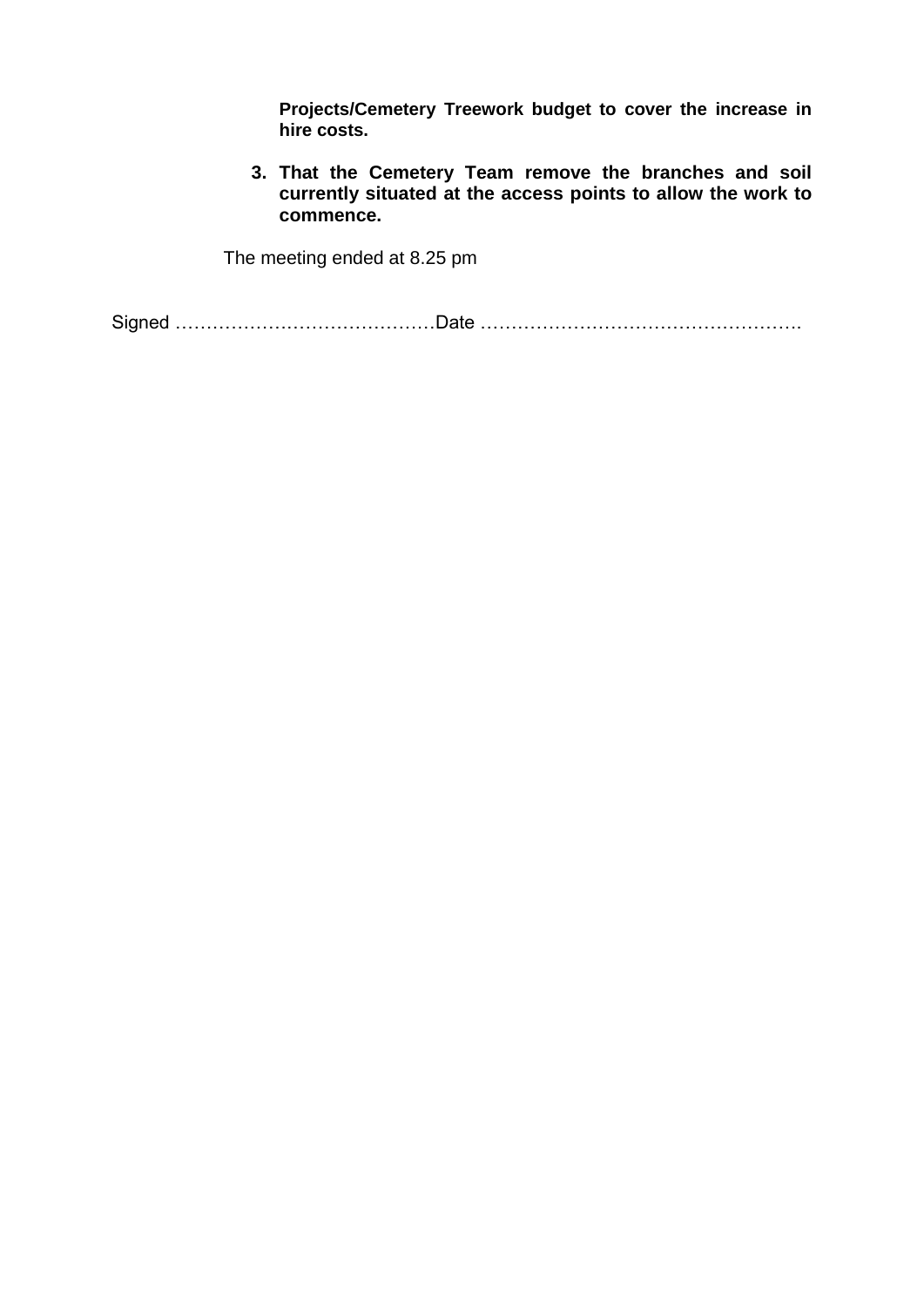**Projects/Cemetery Treework budget to cover the increase in hire costs.**

3. **That the Cemetery Team remove the branches and soil currently situated at the access points to allow the work to commence.**

The meeting ended at 8.25 pm

Signed ……………………………………Date …………………………………………….